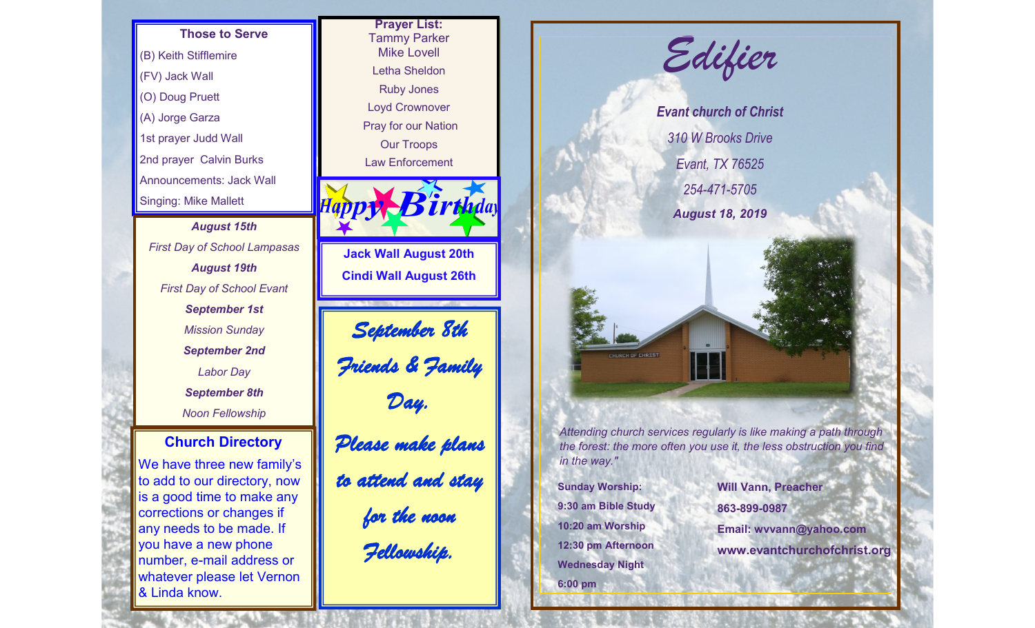### Those to Serve

(B) Keith Stifflemire
(FV) Jack Wall
(O) Doug Pruett
(A) Jorge Garza
1st prayer Judd Wall
2nd prayer Calvin Burks
Announcements: Jack Wall
Singing: Mike Mallett

***August 15th***
*First Day of School Lampasas*
***August 19th***
*First Day of School Evant*
***September 1st***
*Mission Sunday*
***September 2nd***
*Labor Day*
***September 8th***
*Noon Fellowship*

### Church Directory

We have three new family's to add to our directory, now is a good time to make any corrections or changes if any needs to be made. If you have a new phone number, e-mail address or whatever please let Vernon & Linda know.

**Prayer List:**
Tammy Parker
Mike Lovell
Letha Sheldon
Ruby Jones
Loyd Crownover
Pray for our Nation
Our Troops
Law Enforcement

**Happy Birthday**

**Jack Wall August 20th**
**Cindi Wall August 26th**

*September 8th Friends & Family Day. Please make plans to attend and stay for the noon Fellowship.*

# Edifier

***Evant church of Christ***
*310 W Brooks Drive*
*Evant, TX 76525*
*254-471-5705*
***August 18, 2019***

*Attending church services regularly is like making a path through the forest: the more often you use it, the less obstruction you find in the way."*

**Sunday Worship:**
**9:30 am Bible Study**
**10:20 am Worship**
**12:30 pm Afternoon**
**Wednesday Night**
**6:00 pm**

**Will Vann, Preacher**
**863-899-0987**
**Email: wvvann@yahoo.com**
**www.evantchurchofchrist.org**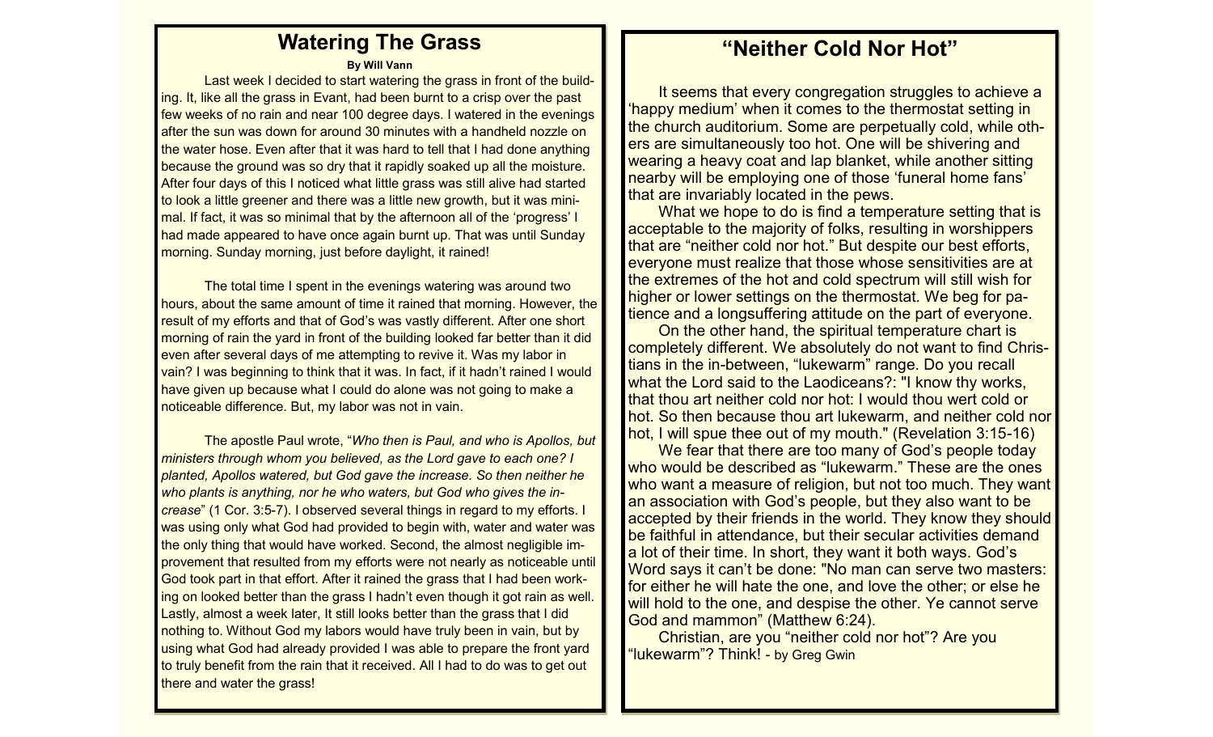## Watering The Grass

**By Will Vann**

Last week I decided to start watering the grass in front of the building. It, like all the grass in Evant, had been burnt to a crisp over the past few weeks of no rain and near 100 degree days. I watered in the evenings after the sun was down for around 30 minutes with a handheld nozzle on the water hose. Even after that it was hard to tell that I had done anything because the ground was so dry that it rapidly soaked up all the moisture. After four days of this I noticed what little grass was still alive had started to look a little greener and there was a little new growth, but it was minimal. If fact, it was so minimal that by the afternoon all of the 'progress' I had made appeared to have once again burnt up. That was until Sunday morning. Sunday morning, just before daylight, it rained!

The total time I spent in the evenings watering was around two hours, about the same amount of time it rained that morning. However, the result of my efforts and that of God's was vastly different. After one short morning of rain the yard in front of the building looked far better than it did even after several days of me attempting to revive it. Was my labor in vain? I was beginning to think that it was. In fact, if it hadn't rained I would have given up because what I could do alone was not going to make a noticeable difference. But, my labor was not in vain.

The apostle Paul wrote, "*Who then is Paul, and who is Apollos, but ministers through whom you believed, as the Lord gave to each one? I planted, Apollos watered, but God gave the increase. So then neither he who plants is anything, nor he who waters, but God who gives the increase*" (1 Cor. 3:5-7). I observed several things in regard to my efforts. I was using only what God had provided to begin with, water and water was the only thing that would have worked. Second, the almost negligible improvement that resulted from my efforts were not nearly as noticeable until God took part in that effort. After it rained the grass that I had been working on looked better than the grass I hadn't even though it got rain as well. Lastly, almost a week later, It still looks better than the grass that I did nothing to. Without God my labors would have truly been in vain, but by using what God had already provided I was able to prepare the front yard to truly benefit from the rain that it received. All I had to do was to get out there and water the grass!

## "Neither Cold Nor Hot"

It seems that every congregation struggles to achieve a 'happy medium' when it comes to the thermostat setting in the church auditorium. Some are perpetually cold, while others are simultaneously too hot. One will be shivering and wearing a heavy coat and lap blanket, while another sitting nearby will be employing one of those 'funeral home fans' that are invariably located in the pews.

What we hope to do is find a temperature setting that is acceptable to the majority of folks, resulting in worshippers that are "neither cold nor hot." But despite our best efforts, everyone must realize that those whose sensitivities are at the extremes of the hot and cold spectrum will still wish for higher or lower settings on the thermostat. We beg for patience and a longsuffering attitude on the part of everyone.

On the other hand, the spiritual temperature chart is completely different. We absolutely do not want to find Christians in the in-between, "lukewarm" range. Do you recall what the Lord said to the Laodiceans?: "I know thy works, that thou art neither cold nor hot: I would thou wert cold or hot. So then because thou art lukewarm, and neither cold nor hot, I will spue thee out of my mouth." (Revelation 3:15-16)

We fear that there are too many of God's people today who would be described as "lukewarm." These are the ones who want a measure of religion, but not too much. They want an association with God's people, but they also want to be accepted by their friends in the world. They know they should be faithful in attendance, but their secular activities demand a lot of their time. In short, they want it both ways. God's Word says it can't be done: "No man can serve two masters: for either he will hate the one, and love the other; or else he will hold to the one, and despise the other. Ye cannot serve God and mammon" (Matthew 6:24).

Christian, are you "neither cold nor hot"? Are you "lukewarm"? Think! - by Greg Gwin